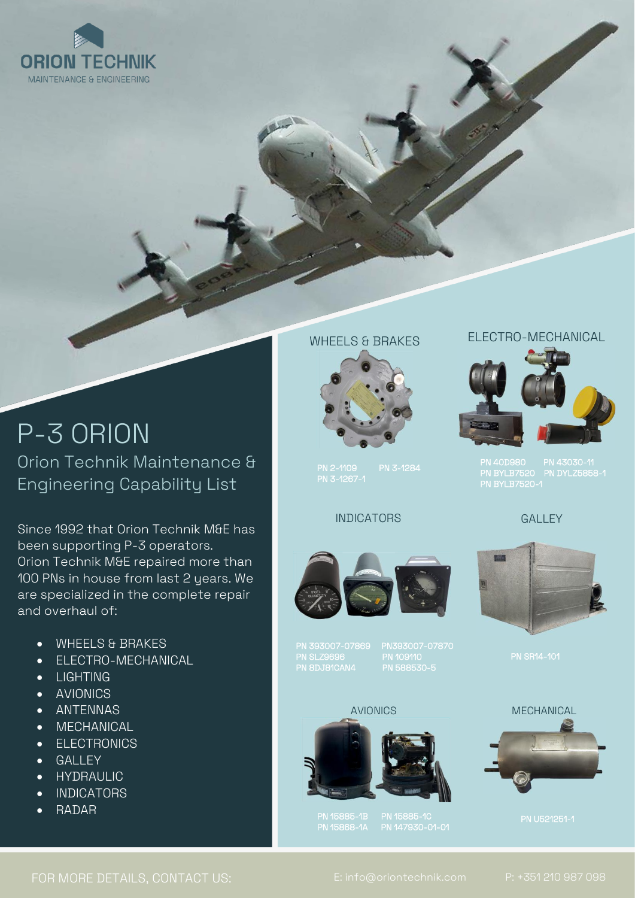ORION TECHNIK
MAINTENANCE & ENGINEERING

# P-3 ORION

## Orion Technik Maintenance & Engineering Capability List

Since 1992 that Orion Technik M&E has been supporting P-3 operators. Orion Technik M&E repaired more than 100 PNs in house from last 2 years. We are specialized in the complete repair and overhaul of:

- WHEELS & BRAKES
- ELECTRO-MECHANICAL
- LIGHTING
- AVIONICS
- ANTENNAS
- MECHANICAL
- ELECTRONICS
- GALLEY
- HYDRAULIC
- INDICATORS
- RADAR

### WHEELS & BRAKES

PN 2-1109
PN 3-1284
PN 3-1267-1

### ELECTRO-MECHANICAL

PN 40D980
PN 43030-11
PN BYLB7520
PN DYLZ5858-1
PN BYLB7520-1

### INDICATORS

PN 393007-07869
PN393007-07870
PN SLZ9696
PN 109110
PN 8DJ81CAN4
PN 588530-5

### GALLEY

PN SR14-101

### AVIONICS

PN 15885-1B
PN 15885-1C
PN 15868-1A
PN 147930-01-01

### MECHANICAL

PN U521251-1

FOR MORE DETAILS, CONTACT US:
E: info@oriontechnik.com
P: +351 210 987 098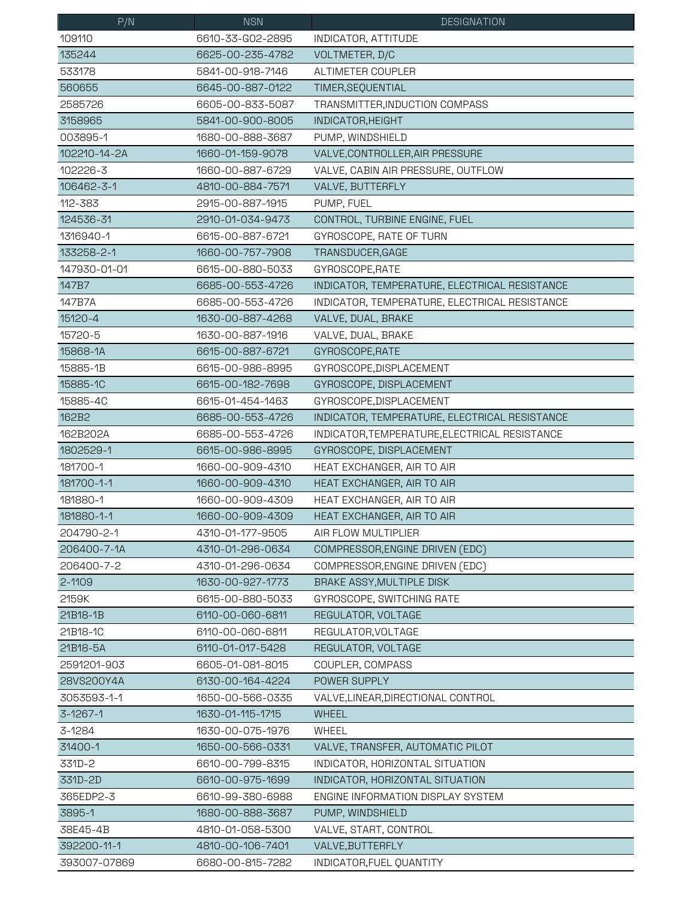| P/N | NSN | DESIGNATION |
|---|---|---|
| 109110 | 6610-33-G02-2895 | INDICATOR, ATTITUDE |
| 135244 | 6625-00-235-4782 | VOLTMETER, D/C |
| 533178 | 5841-00-918-7146 | ALTIMETER COUPLER |
| 560655 | 6645-00-887-0122 | TIMER,SEQUENTIAL |
| 2585726 | 6605-00-833-5087 | TRANSMITTER,INDUCTION COMPASS |
| 3158965 | 5841-00-900-8005 | INDICATOR,HEIGHT |
| 003895-1 | 1680-00-888-3687 | PUMP, WINDSHIELD |
| 102210-14-2A | 1660-01-159-9078 | VALVE,CONTROLLER,AIR PRESSURE |
| 102226-3 | 1660-00-887-6729 | VALVE, CABIN AIR PRESSURE, OUTFLOW |
| 106462-3-1 | 4810-00-884-7571 | VALVE, BUTTERFLY |
| 112-383 | 2915-00-887-1915 | PUMP, FUEL |
| 124536-31 | 2910-01-034-9473 | CONTROL, TURBINE ENGINE, FUEL |
| 1316940-1 | 6615-00-887-6721 | GYROSCOPE, RATE OF TURN |
| 133258-2-1 | 1660-00-757-7908 | TRANSDUCER,GAGE |
| 147930-01-01 | 6615-00-880-5033 | GYROSCOPE,RATE |
| 147B7 | 6685-00-553-4726 | INDICATOR, TEMPERATURE, ELECTRICAL RESISTANCE |
| 147B7A | 6685-00-553-4726 | INDICATOR, TEMPERATURE, ELECTRICAL RESISTANCE |
| 15120-4 | 1630-00-887-4268 | VALVE, DUAL, BRAKE |
| 15720-5 | 1630-00-887-1916 | VALVE, DUAL, BRAKE |
| 15868-1A | 6615-00-887-6721 | GYROSCOPE,RATE |
| 15885-1B | 6615-00-986-8995 | GYROSCOPE,DISPLACEMENT |
| 15885-1C | 6615-00-182-7698 | GYROSCOPE, DISPLACEMENT |
| 15885-4C | 6615-01-454-1463 | GYROSCOPE,DISPLACEMENT |
| 162B2 | 6685-00-553-4726 | INDICATOR, TEMPERATURE, ELECTRICAL RESISTANCE |
| 162B202A | 6685-00-553-4726 | INDICATOR,TEMPERATURE,ELECTRICAL RESISTANCE |
| 1802529-1 | 6615-00-986-8995 | GYROSCOPE, DISPLACEMENT |
| 181700-1 | 1660-00-909-4310 | HEAT EXCHANGER, AIR TO AIR |
| 181700-1-1 | 1660-00-909-4310 | HEAT EXCHANGER, AIR TO AIR |
| 181880-1 | 1660-00-909-4309 | HEAT EXCHANGER, AIR TO AIR |
| 181880-1-1 | 1660-00-909-4309 | HEAT EXCHANGER, AIR TO AIR |
| 204790-2-1 | 4310-01-177-9505 | AIR FLOW MULTIPLIER |
| 206400-7-1A | 4310-01-296-0634 | COMPRESSOR,ENGINE DRIVEN (EDC) |
| 206400-7-2 | 4310-01-296-0634 | COMPRESSOR,ENGINE DRIVEN (EDC) |
| 2-1109 | 1630-00-927-1773 | BRAKE ASSY,MULTIPLE DISK |
| 2159K | 6615-00-880-5033 | GYROSCOPE, SWITCHING RATE |
| 21B18-1B | 6110-00-060-6811 | REGULATOR, VOLTAGE |
| 21B18-1C | 6110-00-060-6811 | REGULATOR,VOLTAGE |
| 21B18-5A | 6110-01-017-5428 | REGULATOR, VOLTAGE |
| 2591201-903 | 6605-01-081-8015 | COUPLER, COMPASS |
| 28VS200Y4A | 6130-00-164-4224 | POWER SUPPLY |
| 3053593-1-1 | 1650-00-566-0335 | VALVE,LINEAR,DIRECTIONAL CONTROL |
| 3-1267-1 | 1630-01-115-1715 | WHEEL |
| 3-1284 | 1630-00-075-1976 | WHEEL |
| 31400-1 | 1650-00-566-0331 | VALVE, TRANSFER, AUTOMATIC PILOT |
| 331D-2 | 6610-00-799-8315 | INDICATOR, HORIZONTAL SITUATION |
| 331D-2D | 6610-00-975-1699 | INDICATOR, HORIZONTAL SITUATION |
| 365EDP2-3 | 6610-99-380-6988 | ENGINE INFORMATION DISPLAY SYSTEM |
| 3895-1 | 1680-00-888-3687 | PUMP, WINDSHIELD |
| 38E45-4B | 4810-01-058-5300 | VALVE, START, CONTROL |
| 392200-11-1 | 4810-00-106-7401 | VALVE,BUTTERFLY |
| 393007-07869 | 6680-00-815-7282 | INDICATOR,FUEL QUANTITY |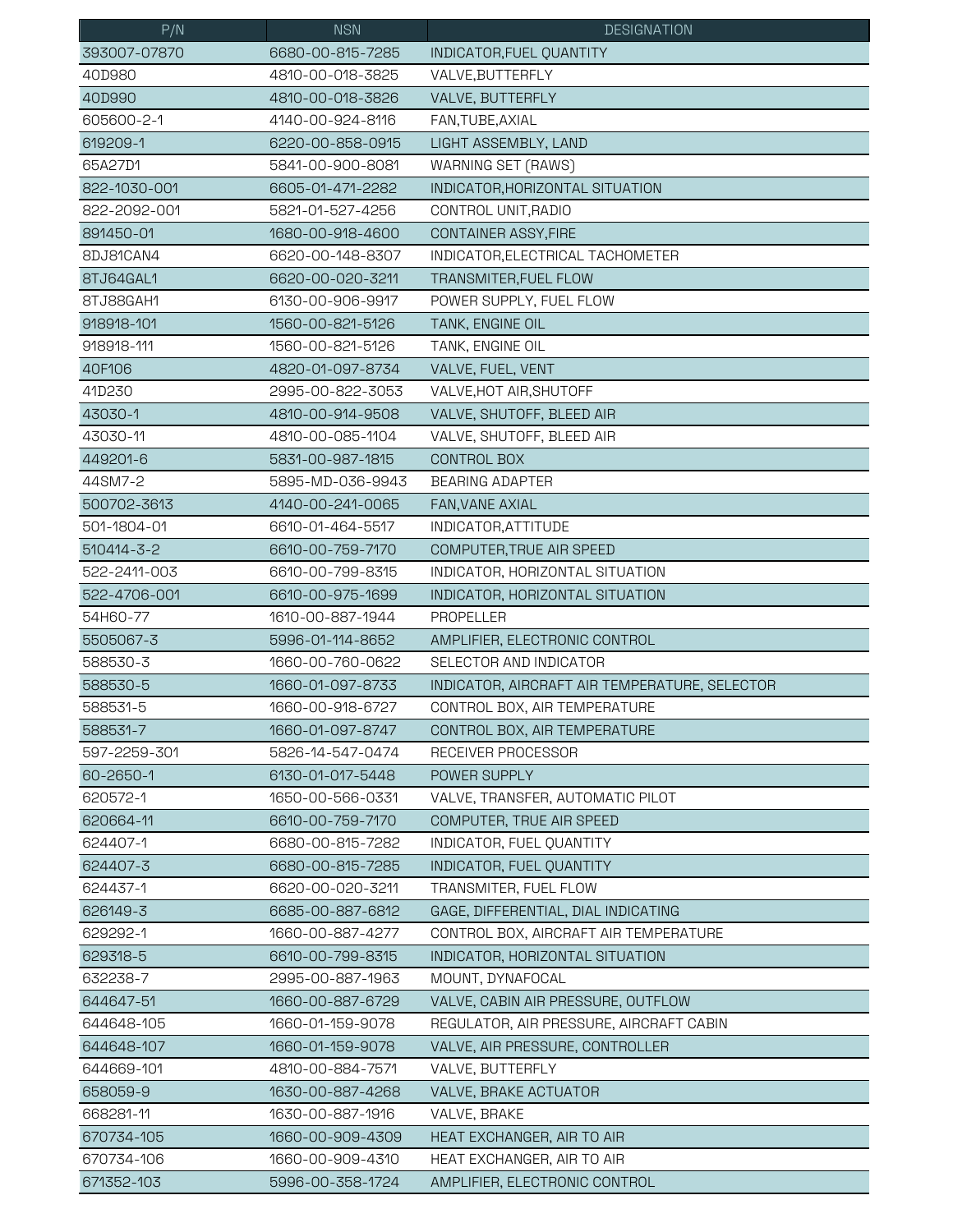| P/N | NSN | DESIGNATION |
|---|---|---|
| 393007-07870 | 6680-00-815-7285 | INDICATOR,FUEL QUANTITY |
| 40D980 | 4810-00-018-3825 | VALVE,BUTTERFLY |
| 40D990 | 4810-00-018-3826 | VALVE, BUTTERFLY |
| 605600-2-1 | 4140-00-924-8116 | FAN,TUBE,AXIAL |
| 619209-1 | 6220-00-858-0915 | LIGHT ASSEMBLY, LAND |
| 65A27D1 | 5841-00-900-8081 | WARNING SET (RAWS) |
| 822-1030-001 | 6605-01-471-2282 | INDICATOR,HORIZONTAL SITUATION |
| 822-2092-001 | 5821-01-527-4256 | CONTROL UNIT,RADIO |
| 891450-01 | 1680-00-918-4600 | CONTAINER ASSY,FIRE |
| 8DJ81CAN4 | 6620-00-148-8307 | INDICATOR,ELECTRICAL TACHOMETER |
| 8TJ64GAL1 | 6620-00-020-3211 | TRANSMITER,FUEL FLOW |
| 8TJ88GAH1 | 6130-00-906-9917 | POWER SUPPLY, FUEL FLOW |
| 918918-101 | 1560-00-821-5126 | TANK, ENGINE OIL |
| 918918-111 | 1560-00-821-5126 | TANK, ENGINE OIL |
| 40F106 | 4820-01-097-8734 | VALVE, FUEL, VENT |
| 41D230 | 2995-00-822-3053 | VALVE,HOT AIR,SHUTOFF |
| 43030-1 | 4810-00-914-9508 | VALVE, SHUTOFF, BLEED AIR |
| 43030-11 | 4810-00-085-1104 | VALVE, SHUTOFF, BLEED AIR |
| 449201-6 | 5831-00-987-1815 | CONTROL BOX |
| 44SM7-2 | 5895-MD-036-9943 | BEARING ADAPTER |
| 500702-3613 | 4140-00-241-0065 | FAN,VANE AXIAL |
| 501-1804-01 | 6610-01-464-5517 | INDICATOR,ATTITUDE |
| 510414-3-2 | 6610-00-759-7170 | COMPUTER,TRUE AIR SPEED |
| 522-2411-003 | 6610-00-799-8315 | INDICATOR, HORIZONTAL SITUATION |
| 522-4706-001 | 6610-00-975-1699 | INDICATOR, HORIZONTAL SITUATION |
| 54H60-77 | 1610-00-887-1944 | PROPELLER |
| 5505067-3 | 5996-01-114-8652 | AMPLIFIER, ELECTRONIC CONTROL |
| 588530-3 | 1660-00-760-0622 | SELECTOR AND INDICATOR |
| 588530-5 | 1660-01-097-8733 | INDICATOR, AIRCRAFT AIR TEMPERATURE, SELECTOR |
| 588531-5 | 1660-00-918-6727 | CONTROL BOX, AIR TEMPERATURE |
| 588531-7 | 1660-01-097-8747 | CONTROL BOX, AIR TEMPERATURE |
| 597-2259-301 | 5826-14-547-0474 | RECEIVER PROCESSOR |
| 60-2650-1 | 6130-01-017-5448 | POWER SUPPLY |
| 620572-1 | 1650-00-566-0331 | VALVE, TRANSFER, AUTOMATIC PILOT |
| 620664-11 | 6610-00-759-7170 | COMPUTER, TRUE AIR SPEED |
| 624407-1 | 6680-00-815-7282 | INDICATOR, FUEL QUANTITY |
| 624407-3 | 6680-00-815-7285 | INDICATOR, FUEL QUANTITY |
| 624437-1 | 6620-00-020-3211 | TRANSMITER, FUEL FLOW |
| 626149-3 | 6685-00-887-6812 | GAGE, DIFFERENTIAL, DIAL INDICATING |
| 629292-1 | 1660-00-887-4277 | CONTROL BOX, AIRCRAFT AIR TEMPERATURE |
| 629318-5 | 6610-00-799-8315 | INDICATOR, HORIZONTAL SITUATION |
| 632238-7 | 2995-00-887-1963 | MOUNT, DYNAFOCAL |
| 644647-51 | 1660-00-887-6729 | VALVE, CABIN AIR PRESSURE, OUTFLOW |
| 644648-105 | 1660-01-159-9078 | REGULATOR, AIR PRESSURE, AIRCRAFT CABIN |
| 644648-107 | 1660-01-159-9078 | VALVE, AIR PRESSURE, CONTROLLER |
| 644669-101 | 4810-00-884-7571 | VALVE, BUTTERFLY |
| 658059-9 | 1630-00-887-4268 | VALVE, BRAKE ACTUATOR |
| 668281-11 | 1630-00-887-1916 | VALVE, BRAKE |
| 670734-105 | 1660-00-909-4309 | HEAT EXCHANGER, AIR TO AIR |
| 670734-106 | 1660-00-909-4310 | HEAT EXCHANGER, AIR TO AIR |
| 671352-103 | 5996-00-358-1724 | AMPLIFIER, ELECTRONIC CONTROL |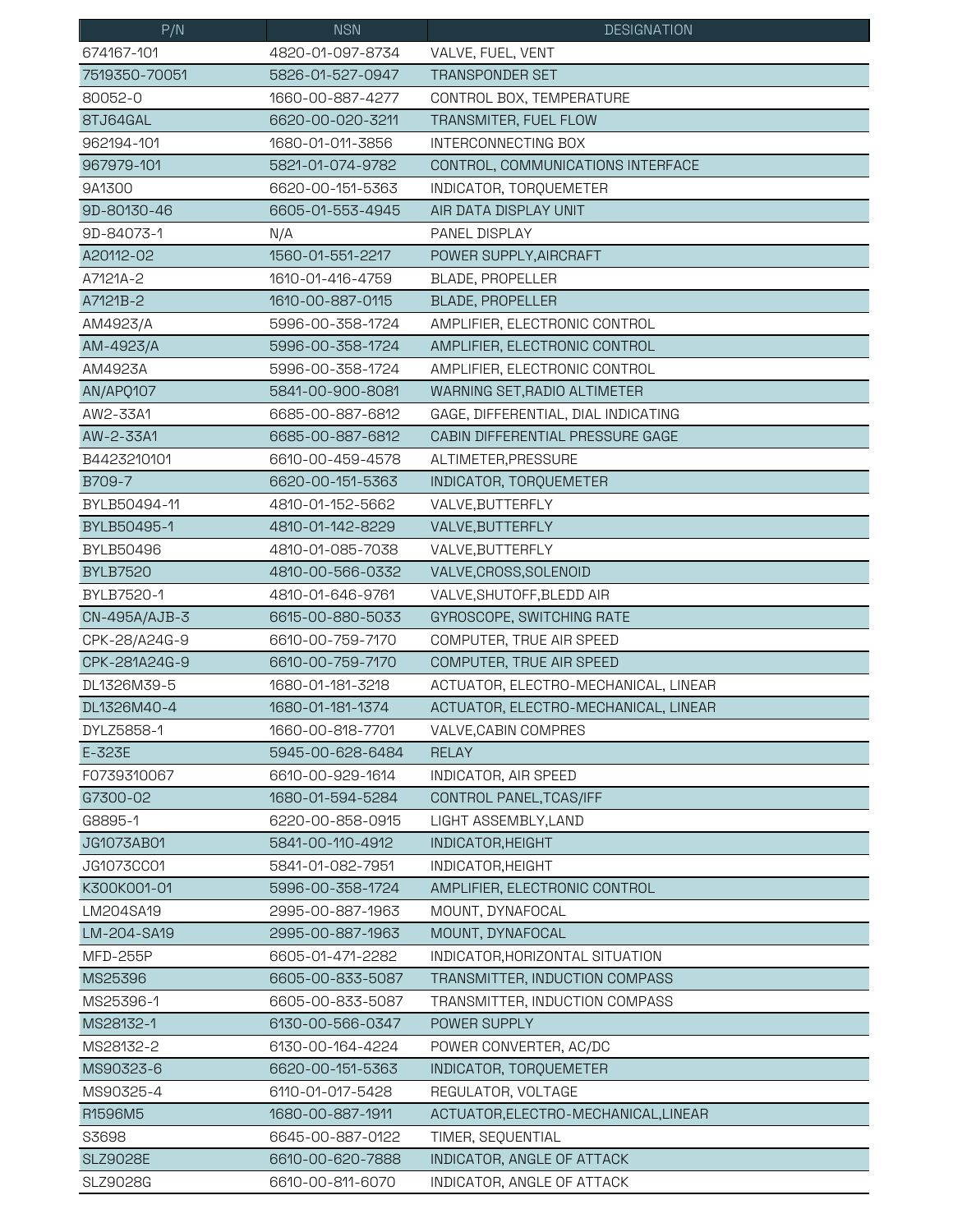| P/N | NSN | DESIGNATION |
|---|---|---|
| 674167-101 | 4820-01-097-8734 | VALVE, FUEL, VENT |
| 7519350-70051 | 5826-01-527-0947 | TRANSPONDER SET |
| 80052-0 | 1660-00-887-4277 | CONTROL BOX, TEMPERATURE |
| 8TJ64GAL | 6620-00-020-3211 | TRANSMITER, FUEL FLOW |
| 962194-101 | 1680-01-011-3856 | INTERCONNECTING BOX |
| 967979-101 | 5821-01-074-9782 | CONTROL, COMMUNICATIONS INTERFACE |
| 9A1300 | 6620-00-151-5363 | INDICATOR, TORQUEMETER |
| 9D-80130-46 | 6605-01-553-4945 | AIR DATA DISPLAY UNIT |
| 9D-84073-1 | N/A | PANEL DISPLAY |
| A20112-02 | 1560-01-551-2217 | POWER SUPPLY,AIRCRAFT |
| A7121A-2 | 1610-01-416-4759 | BLADE, PROPELLER |
| A7121B-2 | 1610-00-887-0115 | BLADE, PROPELLER |
| AM4923/A | 5996-00-358-1724 | AMPLIFIER, ELECTRONIC CONTROL |
| AM-4923/A | 5996-00-358-1724 | AMPLIFIER, ELECTRONIC CONTROL |
| AM4923A | 5996-00-358-1724 | AMPLIFIER, ELECTRONIC CONTROL |
| AN/APQ107 | 5841-00-900-8081 | WARNING SET,RADIO ALTIMETER |
| AW2-33A1 | 6685-00-887-6812 | GAGE, DIFFERENTIAL, DIAL INDICATING |
| AW-2-33A1 | 6685-00-887-6812 | CABIN DIFFERENTIAL PRESSURE GAGE |
| B4423210101 | 6610-00-459-4578 | ALTIMETER,PRESSURE |
| B709-7 | 6620-00-151-5363 | INDICATOR, TORQUEMETER |
| BYLB50494-11 | 4810-01-152-5662 | VALVE,BUTTERFLY |
| BYLB50495-1 | 4810-01-142-8229 | VALVE,BUTTERFLY |
| BYLB50496 | 4810-01-085-7038 | VALVE,BUTTERFLY |
| BYLB7520 | 4810-00-566-0332 | VALVE,CROSS,SOLENOID |
| BYLB7520-1 | 4810-01-646-9761 | VALVE,SHUTOFF,BLEDD AIR |
| CN-495A/AJB-3 | 6615-00-880-5033 | GYROSCOPE, SWITCHING RATE |
| CPK-28/A24G-9 | 6610-00-759-7170 | COMPUTER, TRUE AIR SPEED |
| CPK-281A24G-9 | 6610-00-759-7170 | COMPUTER, TRUE AIR SPEED |
| DL1326M39-5 | 1680-01-181-3218 | ACTUATOR, ELECTRO-MECHANICAL, LINEAR |
| DL1326M40-4 | 1680-01-181-1374 | ACTUATOR, ELECTRO-MECHANICAL, LINEAR |
| DYLZ5858-1 | 1660-00-818-7701 | VALVE,CABIN COMPRES |
| E-323E | 5945-00-628-6484 | RELAY |
| F0739310067 | 6610-00-929-1614 | INDICATOR, AIR SPEED |
| G7300-02 | 1680-01-594-5284 | CONTROL PANEL,TCAS/IFF |
| G8895-1 | 6220-00-858-0915 | LIGHT ASSEMBLY,LAND |
| JG1073AB01 | 5841-00-110-4912 | INDICATOR,HEIGHT |
| JG1073CC01 | 5841-01-082-7951 | INDICATOR,HEIGHT |
| K300K001-01 | 5996-00-358-1724 | AMPLIFIER, ELECTRONIC CONTROL |
| LM204SA19 | 2995-00-887-1963 | MOUNT, DYNAFOCAL |
| LM-204-SA19 | 2995-00-887-1963 | MOUNT, DYNAFOCAL |
| MFD-255P | 6605-01-471-2282 | INDICATOR,HORIZONTAL SITUATION |
| MS25396 | 6605-00-833-5087 | TRANSMITTER, INDUCTION COMPASS |
| MS25396-1 | 6605-00-833-5087 | TRANSMITTER, INDUCTION COMPASS |
| MS28132-1 | 6130-00-566-0347 | POWER SUPPLY |
| MS28132-2 | 6130-00-164-4224 | POWER CONVERTER, AC/DC |
| MS90323-6 | 6620-00-151-5363 | INDICATOR, TORQUEMETER |
| MS90325-4 | 6110-01-017-5428 | REGULATOR, VOLTAGE |
| R1596M5 | 1680-00-887-1911 | ACTUATOR,ELECTRO-MECHANICAL,LINEAR |
| S3698 | 6645-00-887-0122 | TIMER, SEQUENTIAL |
| SLZ9028E | 6610-00-620-7888 | INDICATOR, ANGLE OF ATTACK |
| SLZ9028G | 6610-00-811-6070 | INDICATOR, ANGLE OF ATTACK |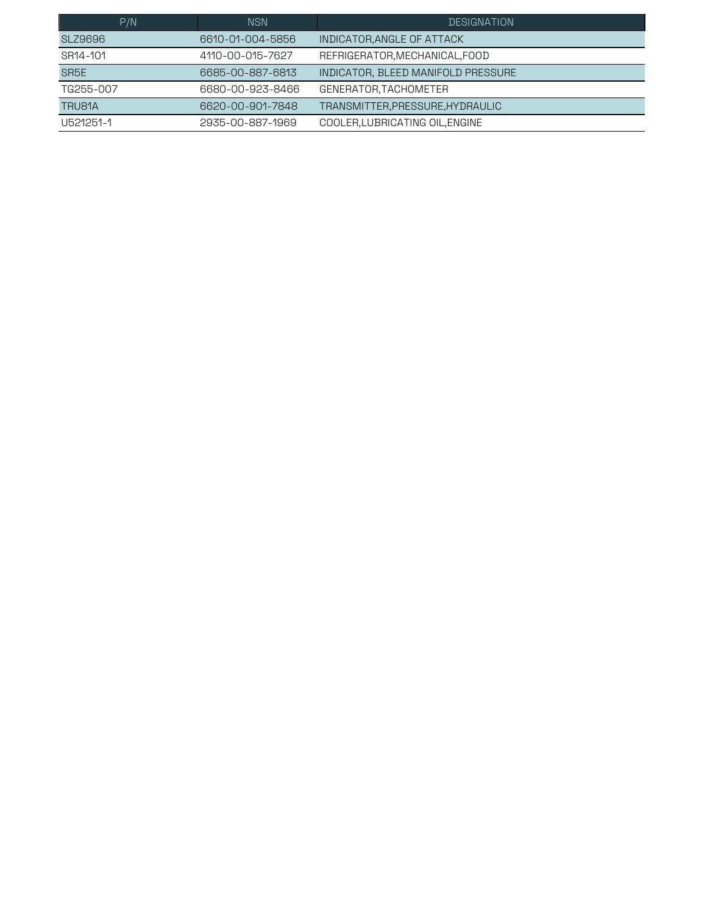| P/N | NSN | DESIGNATION |
|---|---|---|
| SLZ9696 | 6610-01-004-5856 | INDICATOR,ANGLE OF ATTACK |
| SR14-101 | 4110-00-015-7627 | REFRIGERATOR,MECHANICAL,FOOD |
| SR5E | 6685-00-887-6813 | INDICATOR, BLEED MANIFOLD PRESSURE |
| TG255-007 | 6680-00-923-8466 | GENERATOR,TACHOMETER |
| TRU81A | 6620-00-901-7848 | TRANSMITTER,PRESSURE,HYDRAULIC |
| U521251-1 | 2935-00-887-1969 | COOLER,LUBRICATING OIL,ENGINE |